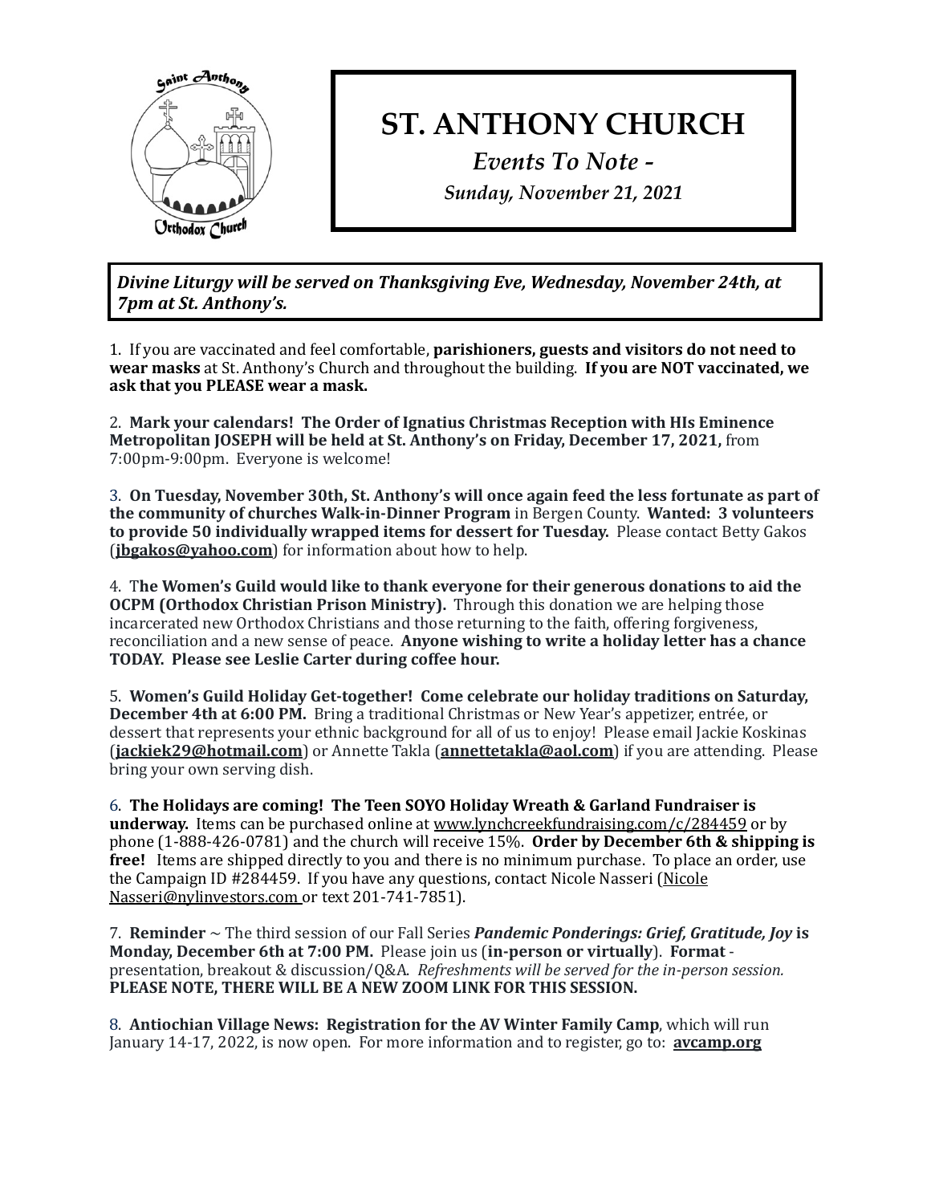# ST. ANTHONY CHURCH

*Events To Note -*

*Sunday, November 21, 2021*

***Divine Liturgy will be served on Thanksgiving Eve, Wednesday, November 24th, at 7pm at St. Anthony's.***

1. If you are vaccinated and feel comfortable, **parishioners, guests and visitors do not need to wear masks** at St. Anthony's Church and throughout the building. **If you are NOT vaccinated, we ask that you PLEASE wear a mask.**

2. **Mark your calendars! The Order of Ignatius Christmas Reception with HIs Eminence Metropolitan JOSEPH will be held at St. Anthony's on Friday, December 17, 2021,** from 7:00pm-9:00pm. Everyone is welcome!

3. **On Tuesday, November 30th, St. Anthony's will once again feed the less fortunate as part of the community of churches Walk-in-Dinner Program** in Bergen County. **Wanted: 3 volunteers to provide 50 individually wrapped items for dessert for Tuesday.** Please contact Betty Gakos (**jbgakos@yahoo.com**) for information about how to help.

4. T**he Women's Guild would like to thank everyone for their generous donations to aid the OCPM (Orthodox Christian Prison Ministry).** Through this donation we are helping those incarcerated new Orthodox Christians and those returning to the faith, offering forgiveness, reconciliation and a new sense of peace. **Anyone wishing to write a holiday letter has a chance TODAY. Please see Leslie Carter during coffee hour.**

5. **Women's Guild Holiday Get-together! Come celebrate our holiday traditions on Saturday, December 4th at 6:00 PM.** Bring a traditional Christmas or New Year's appetizer, entrée, or dessert that represents your ethnic background for all of us to enjoy! Please email Jackie Koskinas (**jackiek29@hotmail.com**) or Annette Takla (**annettetakla@aol.com**) if you are attending. Please bring your own serving dish.

6. **The Holidays are coming! The Teen SOYO Holiday Wreath & Garland Fundraiser is underway.** Items can be purchased online at www.lynchcreekfundraising.com/c/284459 or by phone (1-888-426-0781) and the church will receive 15%. **Order by December 6th & shipping is free!** Items are shipped directly to you and there is no minimum purchase. To place an order, use the Campaign ID #284459. If you have any questions, contact Nicole Nasseri (Nicole Nasseri@nylinvestors.com or text 201-741-7851).

7. **Reminder** ~ The third session of our Fall Series ***Pandemic Ponderings: Grief, Gratitude, Joy*** **is Monday, December 6th at 7:00 PM.** Please join us (**in-person or virtually**). **Format** - presentation, breakout & discussion/Q&A. *Refreshments will be served for the in-person session.* **PLEASE NOTE, THERE WILL BE A NEW ZOOM LINK FOR THIS SESSION.**

8. **Antiochian Village News: Registration for the AV Winter Family Camp**, which will run January 14-17, 2022, is now open. For more information and to register, go to: **avcamp.org**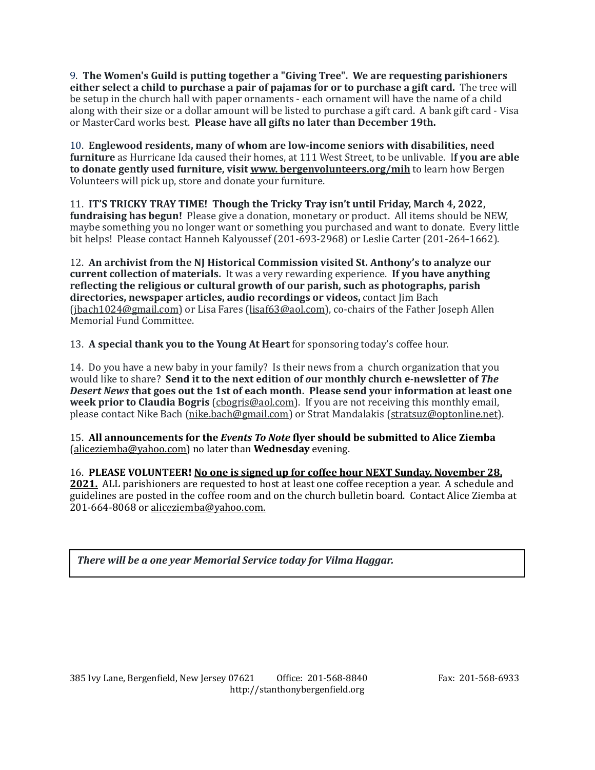9. **The Women's Guild is putting together a "Giving Tree". We are requesting parishioners either select a child to purchase a pair of pajamas for or to purchase a gift card.** The tree will be setup in the church hall with paper ornaments - each ornament will have the name of a child along with their size or a dollar amount will be listed to purchase a gift card. A bank gift card - Visa or MasterCard works best. **Please have all gifts no later than December 19th.**

10. **Englewood residents, many of whom are low-income seniors with disabilities, need furniture** as Hurricane Ida caused their homes, at 111 West Street, to be unlivable. I**f you are able to donate gently used furniture, visit <u>www. bergenvolunteers.org/mih</u>** to learn how Bergen Volunteers will pick up, store and donate your furniture.

11. **IT'S TRICKY TRAY TIME! Though the Tricky Tray isn't until Friday, March 4, 2022, fundraising has begun!** Please give a donation, monetary or product. All items should be NEW, maybe something you no longer want or something you purchased and want to donate. Every little bit helps! Please contact Hanneh Kalyoussef (201-693-2968) or Leslie Carter (201-264-1662).

12. **An archivist from the NJ Historical Commission visited St. Anthony's to analyze our current collection of materials.** It was a very rewarding experience. **If you have anything reflecting the religious or cultural growth of our parish, such as photographs, parish directories, newspaper articles, audio recordings or videos,** contact Jim Bach (jbach1024@gmail.com) or Lisa Fares (lisaf63@aol.com), co-chairs of the Father Joseph Allen Memorial Fund Committee.

13. **A special thank you to the Young At Heart** for sponsoring today's coffee hour.

14. Do you have a new baby in your family? Is their news from a church organization that you would like to share? **Send it to the next edition of our monthly church e-newsletter of *The Desert News* that goes out the 1st of each month. Please send your information at least one week prior to Claudia Bogris** (cbogris@aol.com). If you are not receiving this monthly email, please contact Nike Bach (nike.bach@gmail.com) or Strat Mandalakis (stratsuz@optonline.net).

15. **All announcements for the *Events To Note* flyer should be submitted to Alice Ziemba** (aliceziemba@yahoo.com) no later than **Wednesday** evening.

16. **PLEASE VOLUNTEER! <u>No one is signed up for coffee hour NEXT Sunday, November 28, 2021.</u>** ALL parishioners are requested to host at least one coffee reception a year. A schedule and guidelines are posted in the coffee room and on the church bulletin board. Contact Alice Ziemba at 201-664-8068 or aliceziemba@yahoo.com.

***There will be a one year Memorial Service today for Vilma Haggar.***

385 Ivy Lane, Bergenfield, New Jersey 07621 Office: 201-568-8840 Fax: 201-568-6933
http://stanthonybergenfield.org